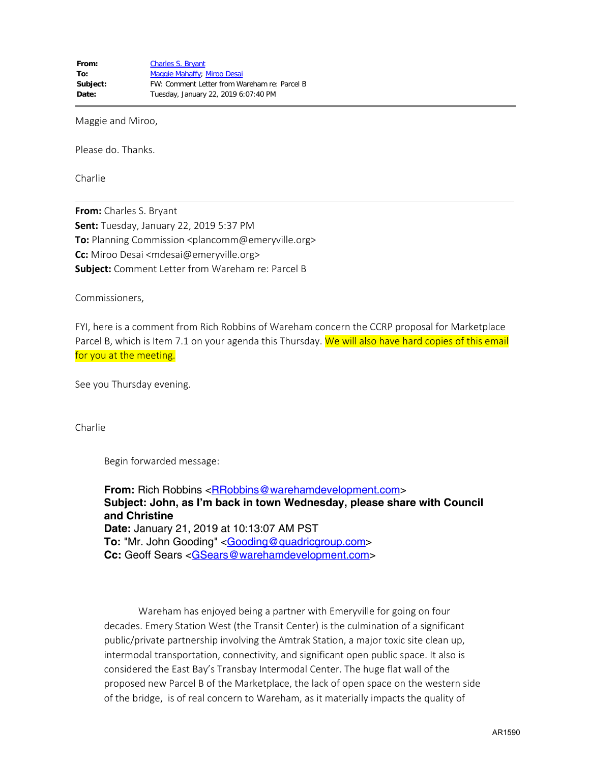**From:** Charles S. Bryant
**To:** Maggie Mahaffy; Miroo Desai
**Subject:** FW: Comment Letter from Wareham re: Parcel B
**Date:** Tuesday, January 22, 2019 6:07:40 PM

---

Maggie and Miroo,

Please do. Thanks.

Charlie

---

**From:** Charles S. Bryant
**Sent:** Tuesday, January 22, 2019 5:37 PM
**To:** Planning Commission <plancomm@emeryville.org>
**Cc:** Miroo Desai <mdesai@emeryville.org>
**Subject:** Comment Letter from Wareham re: Parcel B

Commissioners,

FYI, here is a comment from Rich Robbins of Wareham concern the CCRP proposal for Marketplace Parcel B, which is Item 7.1 on your agenda this Thursday. We will also have hard copies of this email for you at the meeting.

See you Thursday evening.

Charlie

Begin forwarded message:

**From:** Rich Robbins <RRobbins@warehamdevelopment.com>
**Subject: John, as I'm back in town Wednesday, please share with Council and Christine**
**Date:** January 21, 2019 at 10:13:07 AM PST
**To:** "Mr. John Gooding" <Gooding@quadricgroup.com>
**Cc:** Geoff Sears <GSears@warehamdevelopment.com>

Wareham has enjoyed being a partner with Emeryville for going on four decades. Emery Station West (the Transit Center) is the culmination of a significant public/private partnership involving the Amtrak Station, a major toxic site clean up, intermodal transportation, connectivity, and significant open public space. It also is considered the East Bay's Transbay Intermodal Center. The huge flat wall of the proposed new Parcel B of the Marketplace, the lack of open space on the western side of the bridge, is of real concern to Wareham, as it materially impacts the quality of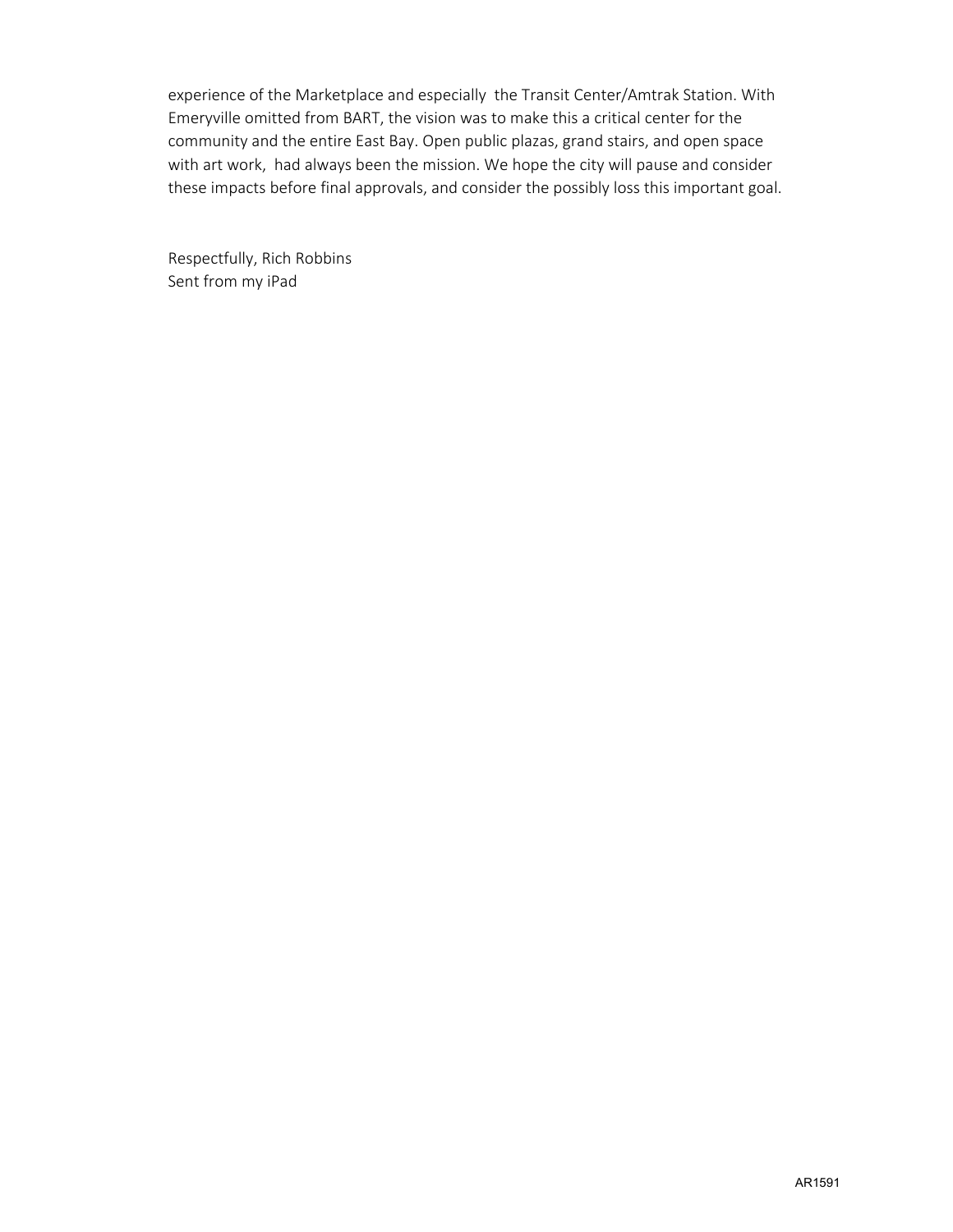experience of the Marketplace and especially the Transit Center/Amtrak Station. With Emeryville omitted from BART, the vision was to make this a critical center for the community and the entire East Bay. Open public plazas, grand stairs, and open space with art work, had always been the mission. We hope the city will pause and consider these impacts before final approvals, and consider the possibly loss this important goal.

Respectfully, Rich Robbins
Sent from my iPad

AR1591